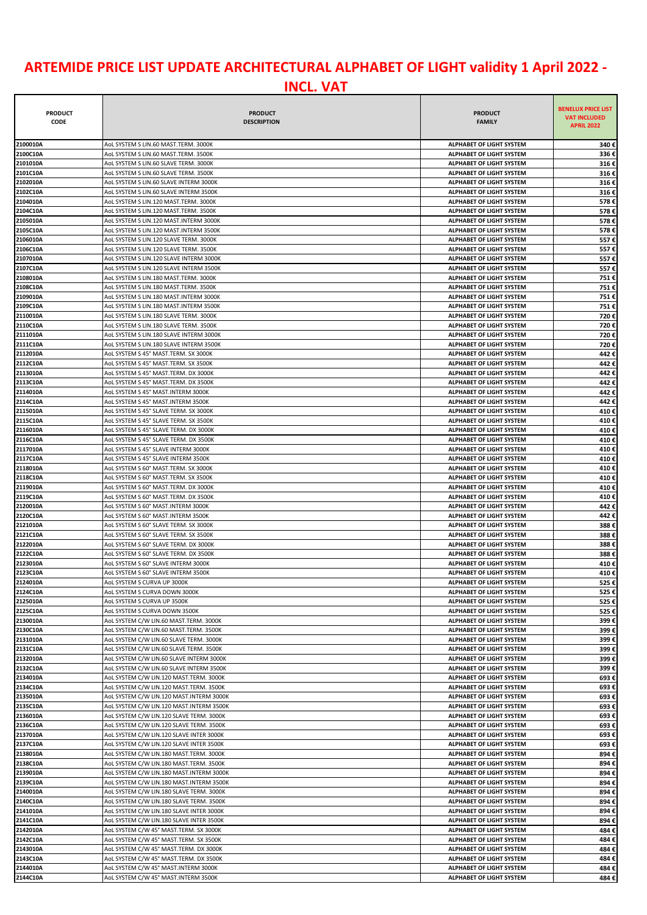# ARTEMIDE PRICE LIST UPDATE ARCHITECTURAL ALPHABET OF LIGHT validity 1 April 2022 - INCL. VAT

| PRODUCT CODE | PRODUCT DESCRIPTION | PRODUCT FAMILY | BENELUX PRICE LIST VAT INCLUDED APRIL 2022 |
|---|---|---|---|
| 2100010A | AoL SYSTEM S LIN.60 MAST.TERM. 3000K | ALPHABET OF LIGHT SYSTEM | 340 € |
| 2100C10A | AoL SYSTEM S LIN.60 MAST.TERM. 3500K | ALPHABET OF LIGHT SYSTEM | 336 € |
| 2101010A | AoL SYSTEM S LIN.60 SLAVE TERM. 3000K | ALPHABET OF LIGHT SYSTEM | 316 € |
| 2101C10A | AoL SYSTEM S LIN.60 SLAVE TERM. 3500K | ALPHABET OF LIGHT SYSTEM | 316 € |
| 2102010A | AoL SYSTEM S LIN.60 SLAVE INTERM 3000K | ALPHABET OF LIGHT SYSTEM | 316 € |
| 2102C10A | AoL SYSTEM S LIN.60 SLAVE INTERM 3500K | ALPHABET OF LIGHT SYSTEM | 316 € |
| 2104010A | AoL SYSTEM S LIN.120 MAST.TERM. 3000K | ALPHABET OF LIGHT SYSTEM | 578 € |
| 2104C10A | AoL SYSTEM S LIN.120 MAST.TERM. 3500K | ALPHABET OF LIGHT SYSTEM | 578 € |
| 2105010A | AoL SYSTEM S LIN.120 MAST.INTERM 3000K | ALPHABET OF LIGHT SYSTEM | 578 € |
| 2105C10A | AoL SYSTEM S LIN.120 MAST.INTERM 3500K | ALPHABET OF LIGHT SYSTEM | 578 € |
| 2106010A | AoL SYSTEM S LIN.120 SLAVE TERM. 3000K | ALPHABET OF LIGHT SYSTEM | 557 € |
| 2106C10A | AoL SYSTEM S LIN.120 SLAVE TERM. 3500K | ALPHABET OF LIGHT SYSTEM | 557 € |
| 2107010A | AoL SYSTEM S LIN.120 SLAVE INTERM 3000K | ALPHABET OF LIGHT SYSTEM | 557 € |
| 2107C10A | AoL SYSTEM S LIN.120 SLAVE INTERM 3500K | ALPHABET OF LIGHT SYSTEM | 557 € |
| 2108010A | AoL SYSTEM S LIN.180 MAST.TERM. 3000K | ALPHABET OF LIGHT SYSTEM | 751 € |
| 2108C10A | AoL SYSTEM S LIN.180 MAST.TERM. 3500K | ALPHABET OF LIGHT SYSTEM | 751 € |
| 2109010A | AoL SYSTEM S LIN.180 MAST.INTERM 3000K | ALPHABET OF LIGHT SYSTEM | 751 € |
| 2109C10A | AoL SYSTEM S LIN.180 MAST.INTERM 3500K | ALPHABET OF LIGHT SYSTEM | 751 € |
| 2110010A | AoL SYSTEM S LIN.180 SLAVE TERM. 3000K | ALPHABET OF LIGHT SYSTEM | 720 € |
| 2110C10A | AoL SYSTEM S LIN.180 SLAVE TERM. 3500K | ALPHABET OF LIGHT SYSTEM | 720 € |
| 2111010A | AoL SYSTEM S LIN.180 SLAVE INTERM 3000K | ALPHABET OF LIGHT SYSTEM | 720 € |
| 2111C10A | AoL SYSTEM S LIN.180 SLAVE INTERM 3500K | ALPHABET OF LIGHT SYSTEM | 720 € |
| 2112010A | AoL SYSTEM S 45° MAST.TERM. SX 3000K | ALPHABET OF LIGHT SYSTEM | 442 € |
| 2112C10A | AoL SYSTEM S 45° MAST.TERM. SX 3500K | ALPHABET OF LIGHT SYSTEM | 442 € |
| 2113010A | AoL SYSTEM S 45° MAST.TERM. DX 3000K | ALPHABET OF LIGHT SYSTEM | 442 € |
| 2113C10A | AoL SYSTEM S 45° MAST.TERM. DX 3500K | ALPHABET OF LIGHT SYSTEM | 442 € |
| 2114010A | AoL SYSTEM S 45° MAST.INTERM 3000K | ALPHABET OF LIGHT SYSTEM | 442 € |
| 2114C10A | AoL SYSTEM S 45° MAST.INTERM 3500K | ALPHABET OF LIGHT SYSTEM | 442 € |
| 2115010A | AoL SYSTEM S 45° SLAVE TERM. SX 3000K | ALPHABET OF LIGHT SYSTEM | 410 € |
| 2115C10A | AoL SYSTEM S 45° SLAVE TERM. SX 3500K | ALPHABET OF LIGHT SYSTEM | 410 € |
| 2116010A | AoL SYSTEM S 45° SLAVE TERM. DX 3000K | ALPHABET OF LIGHT SYSTEM | 410 € |
| 2116C10A | AoL SYSTEM S 45° SLAVE TERM. DX 3500K | ALPHABET OF LIGHT SYSTEM | 410 € |
| 2117010A | AoL SYSTEM S 45° SLAVE INTERM 3000K | ALPHABET OF LIGHT SYSTEM | 410 € |
| 2117C10A | AoL SYSTEM S 45° SLAVE INTERM 3500K | ALPHABET OF LIGHT SYSTEM | 410 € |
| 2118010A | AoL SYSTEM S 60° MAST.TERM. SX 3000K | ALPHABET OF LIGHT SYSTEM | 410 € |
| 2118C10A | AoL SYSTEM S 60° MAST.TERM. SX 3500K | ALPHABET OF LIGHT SYSTEM | 410 € |
| 2119010A | AoL SYSTEM S 60° MAST.TERM. DX 3000K | ALPHABET OF LIGHT SYSTEM | 410 € |
| 2119C10A | AoL SYSTEM S 60° MAST.TERM. DX 3500K | ALPHABET OF LIGHT SYSTEM | 410 € |
| 2120010A | AoL SYSTEM S 60° MAST.INTERM 3000K | ALPHABET OF LIGHT SYSTEM | 442 € |
| 2120C10A | AoL SYSTEM S 60° MAST.INTERM 3500K | ALPHABET OF LIGHT SYSTEM | 442 € |
| 2121010A | AoL SYSTEM S 60° SLAVE TERM. SX 3000K | ALPHABET OF LIGHT SYSTEM | 388 € |
| 2121C10A | AoL SYSTEM S 60° SLAVE TERM. SX 3500K | ALPHABET OF LIGHT SYSTEM | 388 € |
| 2122010A | AoL SYSTEM S 60° SLAVE TERM. DX 3000K | ALPHABET OF LIGHT SYSTEM | 388 € |
| 2122C10A | AoL SYSTEM S 60° SLAVE TERM. DX 3500K | ALPHABET OF LIGHT SYSTEM | 388 € |
| 2123010A | AoL SYSTEM S 60° SLAVE INTERM 3000K | ALPHABET OF LIGHT SYSTEM | 410 € |
| 2123C10A | AoL SYSTEM S 60° SLAVE INTERM 3500K | ALPHABET OF LIGHT SYSTEM | 410 € |
| 2124010A | AoL SYSTEM S CURVA UP 3000K | ALPHABET OF LIGHT SYSTEM | 525 € |
| 2124C10A | AoL SYSTEM S CURVA DOWN 3000K | ALPHABET OF LIGHT SYSTEM | 525 € |
| 2125010A | AoL SYSTEM S CURVA UP 3500K | ALPHABET OF LIGHT SYSTEM | 525 € |
| 2125C10A | AoL SYSTEM S CURVA DOWN 3500K | ALPHABET OF LIGHT SYSTEM | 525 € |
| 2130010A | AoL SYSTEM C/W LIN.60 MAST.TERM. 3000K | ALPHABET OF LIGHT SYSTEM | 399 € |
| 2130C10A | AoL SYSTEM C/W LIN.60 MAST.TERM. 3500K | ALPHABET OF LIGHT SYSTEM | 399 € |
| 2131010A | AoL SYSTEM C/W LIN.60 SLAVE TERM. 3000K | ALPHABET OF LIGHT SYSTEM | 399 € |
| 2131C10A | AoL SYSTEM C/W LIN.60 SLAVE TERM. 3500K | ALPHABET OF LIGHT SYSTEM | 399 € |
| 2132010A | AoL SYSTEM C/W LIN.60 SLAVE INTERM 3000K | ALPHABET OF LIGHT SYSTEM | 399 € |
| 2132C10A | AoL SYSTEM C/W LIN.60 SLAVE INTERM 3500K | ALPHABET OF LIGHT SYSTEM | 399 € |
| 2134010A | AoL SYSTEM C/W LIN.120 MAST.TERM. 3000K | ALPHABET OF LIGHT SYSTEM | 693 € |
| 2134C10A | AoL SYSTEM C/W LIN.120 MAST.TERM. 3500K | ALPHABET OF LIGHT SYSTEM | 693 € |
| 2135010A | AoL SYSTEM C/W LIN.120 MAST.INTERM 3000K | ALPHABET OF LIGHT SYSTEM | 693 € |
| 2135C10A | AoL SYSTEM C/W LIN.120 MAST.INTERM 3500K | ALPHABET OF LIGHT SYSTEM | 693 € |
| 2136010A | AoL SYSTEM C/W LIN.120 SLAVE TERM. 3000K | ALPHABET OF LIGHT SYSTEM | 693 € |
| 2136C10A | AoL SYSTEM C/W LIN.120 SLAVE TERM. 3500K | ALPHABET OF LIGHT SYSTEM | 693 € |
| 2137010A | AoL SYSTEM C/W LIN.120 SLAVE INTER 3000K | ALPHABET OF LIGHT SYSTEM | 693 € |
| 2137C10A | AoL SYSTEM C/W LIN.120 SLAVE INTER 3500K | ALPHABET OF LIGHT SYSTEM | 693 € |
| 2138010A | AoL SYSTEM C/W LIN.180 MAST.TERM. 3000K | ALPHABET OF LIGHT SYSTEM | 894 € |
| 2138C10A | AoL SYSTEM C/W LIN.180 MAST.TERM. 3500K | ALPHABET OF LIGHT SYSTEM | 894 € |
| 2139010A | AoL SYSTEM C/W LIN.180 MAST.INTERM 3000K | ALPHABET OF LIGHT SYSTEM | 894 € |
| 2139C10A | AoL SYSTEM C/W LIN.180 MAST.INTERM 3500K | ALPHABET OF LIGHT SYSTEM | 894 € |
| 2140010A | AoL SYSTEM C/W LIN.180 SLAVE TERM. 3000K | ALPHABET OF LIGHT SYSTEM | 894 € |
| 2140C10A | AoL SYSTEM C/W LIN.180 SLAVE TERM. 3500K | ALPHABET OF LIGHT SYSTEM | 894 € |
| 2141010A | AoL SYSTEM C/W LIN.180 SLAVE INTER 3000K | ALPHABET OF LIGHT SYSTEM | 894 € |
| 2141C10A | AoL SYSTEM C/W LIN.180 SLAVE INTER 3500K | ALPHABET OF LIGHT SYSTEM | 894 € |
| 2142010A | AoL SYSTEM C/W 45° MAST.TERM. SX 3000K | ALPHABET OF LIGHT SYSTEM | 484 € |
| 2142C10A | AoL SYSTEM C/W 45° MAST.TERM. SX 3500K | ALPHABET OF LIGHT SYSTEM | 484 € |
| 2143010A | AoL SYSTEM C/W 45° MAST.TERM. DX 3000K | ALPHABET OF LIGHT SYSTEM | 484 € |
| 2143C10A | AoL SYSTEM C/W 45° MAST.TERM. DX 3500K | ALPHABET OF LIGHT SYSTEM | 484 € |
| 2144010A | AoL SYSTEM C/W 45° MAST.INTERM 3000K | ALPHABET OF LIGHT SYSTEM | 484 € |
| 2144C10A | AoL SYSTEM C/W 45° MAST.INTERM 3500K | ALPHABET OF LIGHT SYSTEM | 484 € |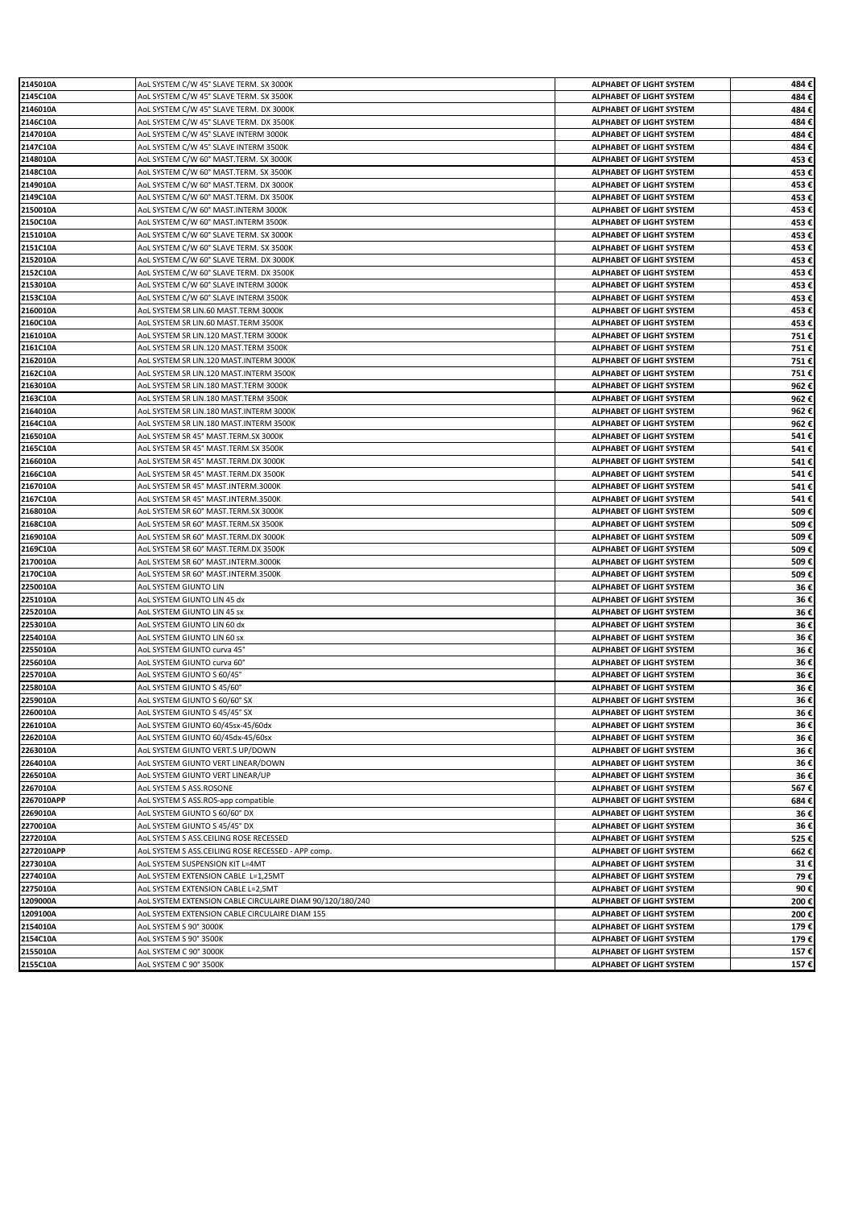| | | | |
|---|---|---|---|
| 2145010A | AoL SYSTEM C/W 45° SLAVE TERM. SX 3000K | ALPHABET OF LIGHT SYSTEM | 484 € |
| 2145C10A | AoL SYSTEM C/W 45° SLAVE TERM. SX 3500K | ALPHABET OF LIGHT SYSTEM | 484 € |
| 2146010A | AoL SYSTEM C/W 45° SLAVE TERM. DX 3000K | ALPHABET OF LIGHT SYSTEM | 484 € |
| 2146C10A | AoL SYSTEM C/W 45° SLAVE TERM. DX 3500K | ALPHABET OF LIGHT SYSTEM | 484 € |
| 2147010A | AoL SYSTEM C/W 45° SLAVE INTERM 3000K | ALPHABET OF LIGHT SYSTEM | 484 € |
| 2147C10A | AoL SYSTEM C/W 45° SLAVE INTERM 3500K | ALPHABET OF LIGHT SYSTEM | 484 € |
| 2148010A | AoL SYSTEM C/W 60° MAST.TERM. SX 3000K | ALPHABET OF LIGHT SYSTEM | 453 € |
| 2148C10A | AoL SYSTEM C/W 60° MAST.TERM. SX 3500K | ALPHABET OF LIGHT SYSTEM | 453 € |
| 2149010A | AoL SYSTEM C/W 60° MAST.TERM. DX 3000K | ALPHABET OF LIGHT SYSTEM | 453 € |
| 2149C10A | AoL SYSTEM C/W 60° MAST.TERM. DX 3500K | ALPHABET OF LIGHT SYSTEM | 453 € |
| 2150010A | AoL SYSTEM C/W 60° MAST.INTERM 3000K | ALPHABET OF LIGHT SYSTEM | 453 € |
| 2150C10A | AoL SYSTEM C/W 60° MAST.INTERM 3500K | ALPHABET OF LIGHT SYSTEM | 453 € |
| 2151010A | AoL SYSTEM C/W 60° SLAVE TERM. SX 3000K | ALPHABET OF LIGHT SYSTEM | 453 € |
| 2151C10A | AoL SYSTEM C/W 60° SLAVE TERM. SX 3500K | ALPHABET OF LIGHT SYSTEM | 453 € |
| 2152010A | AoL SYSTEM C/W 60° SLAVE TERM. DX 3000K | ALPHABET OF LIGHT SYSTEM | 453 € |
| 2152C10A | AoL SYSTEM C/W 60° SLAVE TERM. DX 3500K | ALPHABET OF LIGHT SYSTEM | 453 € |
| 2153010A | AoL SYSTEM C/W 60° SLAVE INTERM 3000K | ALPHABET OF LIGHT SYSTEM | 453 € |
| 2153C10A | AoL SYSTEM C/W 60° SLAVE INTERM 3500K | ALPHABET OF LIGHT SYSTEM | 453 € |
| 2160010A | AoL SYSTEM SR LIN.60 MAST.TERM 3000K | ALPHABET OF LIGHT SYSTEM | 453 € |
| 2160C10A | AoL SYSTEM SR LIN.60 MAST.TERM 3500K | ALPHABET OF LIGHT SYSTEM | 453 € |
| 2161010A | AoL SYSTEM SR LIN.120 MAST.TERM 3000K | ALPHABET OF LIGHT SYSTEM | 751 € |
| 2161C10A | AoL SYSTEM SR LIN.120 MAST.TERM 3500K | ALPHABET OF LIGHT SYSTEM | 751 € |
| 2162010A | AoL SYSTEM SR LIN.120 MAST.INTERM 3000K | ALPHABET OF LIGHT SYSTEM | 751 € |
| 2162C10A | AoL SYSTEM SR LIN.120 MAST.INTERM 3500K | ALPHABET OF LIGHT SYSTEM | 751 € |
| 2163010A | AoL SYSTEM SR LIN.180 MAST.TERM 3000K | ALPHABET OF LIGHT SYSTEM | 962 € |
| 2163C10A | AoL SYSTEM SR LIN.180 MAST.TERM 3500K | ALPHABET OF LIGHT SYSTEM | 962 € |
| 2164010A | AoL SYSTEM SR LIN.180 MAST.INTERM 3000K | ALPHABET OF LIGHT SYSTEM | 962 € |
| 2164C10A | AoL SYSTEM SR LIN.180 MAST.INTERM 3500K | ALPHABET OF LIGHT SYSTEM | 962 € |
| 2165010A | AoL SYSTEM SR 45° MAST.TERM.SX 3000K | ALPHABET OF LIGHT SYSTEM | 541 € |
| 2165C10A | AoL SYSTEM SR 45° MAST.TERM.SX 3500K | ALPHABET OF LIGHT SYSTEM | 541 € |
| 2166010A | AoL SYSTEM SR 45° MAST.TERM.DX 3000K | ALPHABET OF LIGHT SYSTEM | 541 € |
| 2166C10A | AoL SYSTEM SR 45° MAST.TERM.DX 3500K | ALPHABET OF LIGHT SYSTEM | 541 € |
| 2167010A | AoL SYSTEM SR 45° MAST.INTERM.3000K | ALPHABET OF LIGHT SYSTEM | 541 € |
| 2167C10A | AoL SYSTEM SR 45° MAST.INTERM.3500K | ALPHABET OF LIGHT SYSTEM | 541 € |
| 2168010A | AoL SYSTEM SR 60° MAST.TERM.SX 3000K | ALPHABET OF LIGHT SYSTEM | 509 € |
| 2168C10A | AoL SYSTEM SR 60° MAST.TERM.SX 3500K | ALPHABET OF LIGHT SYSTEM | 509 € |
| 2169010A | AoL SYSTEM SR 60° MAST.TERM.DX 3000K | ALPHABET OF LIGHT SYSTEM | 509 € |
| 2169C10A | AoL SYSTEM SR 60° MAST.TERM.DX 3500K | ALPHABET OF LIGHT SYSTEM | 509 € |
| 2170010A | AoL SYSTEM SR 60° MAST.INTERM.3000K | ALPHABET OF LIGHT SYSTEM | 509 € |
| 2170C10A | AoL SYSTEM SR 60° MAST.INTERM.3500K | ALPHABET OF LIGHT SYSTEM | 509 € |
| 2250010A | AoL SYSTEM GIUNTO LIN | ALPHABET OF LIGHT SYSTEM | 36 € |
| 2251010A | AoL SYSTEM GIUNTO LIN 45 dx | ALPHABET OF LIGHT SYSTEM | 36 € |
| 2252010A | AoL SYSTEM GIUNTO LIN 45 sx | ALPHABET OF LIGHT SYSTEM | 36 € |
| 2253010A | AoL SYSTEM GIUNTO LIN 60 dx | ALPHABET OF LIGHT SYSTEM | 36 € |
| 2254010A | AoL SYSTEM GIUNTO LIN 60 sx | ALPHABET OF LIGHT SYSTEM | 36 € |
| 2255010A | AoL SYSTEM GIUNTO curva 45° | ALPHABET OF LIGHT SYSTEM | 36 € |
| 2256010A | AoL SYSTEM GIUNTO curva 60° | ALPHABET OF LIGHT SYSTEM | 36 € |
| 2257010A | AoL SYSTEM GIUNTO S 60/45° | ALPHABET OF LIGHT SYSTEM | 36 € |
| 2258010A | AoL SYSTEM GIUNTO S 45/60° | ALPHABET OF LIGHT SYSTEM | 36 € |
| 2259010A | AoL SYSTEM GIUNTO S 60/60° SX | ALPHABET OF LIGHT SYSTEM | 36 € |
| 2260010A | AoL SYSTEM GIUNTO S 45/45° SX | ALPHABET OF LIGHT SYSTEM | 36 € |
| 2261010A | AoL SYSTEM GIUNTO 60/45sx-45/60dx | ALPHABET OF LIGHT SYSTEM | 36 € |
| 2262010A | AoL SYSTEM GIUNTO 60/45dx-45/60sx | ALPHABET OF LIGHT SYSTEM | 36 € |
| 2263010A | AoL SYSTEM GIUNTO VERT.S UP/DOWN | ALPHABET OF LIGHT SYSTEM | 36 € |
| 2264010A | AoL SYSTEM GIUNTO VERT LINEAR/DOWN | ALPHABET OF LIGHT SYSTEM | 36 € |
| 2265010A | AoL SYSTEM GIUNTO VERT LINEAR/UP | ALPHABET OF LIGHT SYSTEM | 36 € |
| 2267010A | AoL SYSTEM S ASS.ROSONE | ALPHABET OF LIGHT SYSTEM | 567 € |
| 2267010APP | AoL SYSTEM S ASS.ROS-app compatible | ALPHABET OF LIGHT SYSTEM | 684 € |
| 2269010A | AoL SYSTEM GIUNTO S 60/60° DX | ALPHABET OF LIGHT SYSTEM | 36 € |
| 2270010A | AoL SYSTEM GIUNTO S 45/45° DX | ALPHABET OF LIGHT SYSTEM | 36 € |
| 2272010A | AoL SYSTEM S ASS.CEILING ROSE RECESSED | ALPHABET OF LIGHT SYSTEM | 525 € |
| 2272010APP | AoL SYSTEM S ASS.CEILING ROSE RECESSED - APP comp. | ALPHABET OF LIGHT SYSTEM | 662 € |
| 2273010A | AoL SYSTEM SUSPENSION KIT L=4MT | ALPHABET OF LIGHT SYSTEM | 31 € |
| 2274010A | AoL SYSTEM EXTENSION CABLE L=1,25MT | ALPHABET OF LIGHT SYSTEM | 79 € |
| 2275010A | AoL SYSTEM EXTENSION CABLE L=2,5MT | ALPHABET OF LIGHT SYSTEM | 90 € |
| 1209000A | AoL SYSTEM EXTENSION CABLE CIRCULAIRE DIAM 90/120/180/240 | ALPHABET OF LIGHT SYSTEM | 200 € |
| 1209100A | AoL SYSTEM EXTENSION CABLE CIRCULAIRE DIAM 155 | ALPHABET OF LIGHT SYSTEM | 200 € |
| 2154010A | AoL SYSTEM S 90° 3000K | ALPHABET OF LIGHT SYSTEM | 179 € |
| 2154C10A | AoL SYSTEM S 90° 3500K | ALPHABET OF LIGHT SYSTEM | 179 € |
| 2155010A | AoL SYSTEM C 90° 3000K | ALPHABET OF LIGHT SYSTEM | 157 € |
| 2155C10A | AoL SYSTEM C 90° 3500K | ALPHABET OF LIGHT SYSTEM | 157 € |